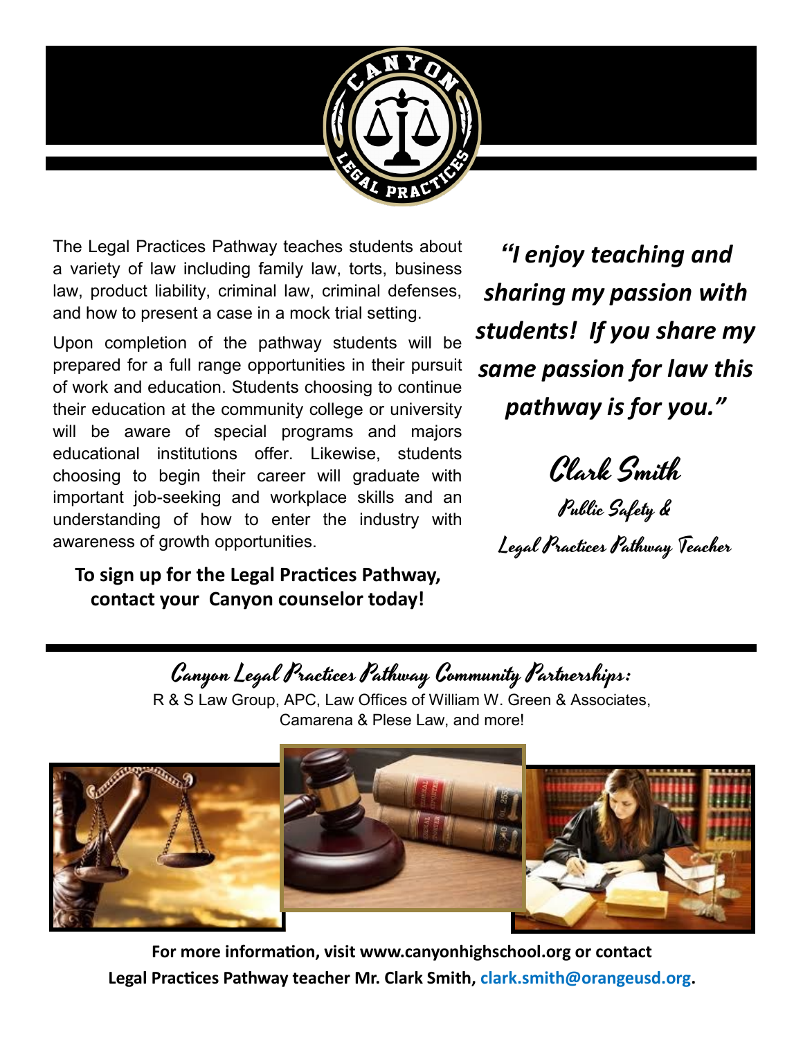The Legal Practices Pathway teaches students about a variety of law including family law, torts, business law, product liability, criminal law, criminal defenses, and how to present a case in a mock trial setting.

Upon completion of the pathway students will be prepared for a full range opportunities in their pursuit of work and education. Students choosing to continue their education at the community college or university will be aware of special programs and majors educational institutions offer. Likewise, students choosing to begin their career will graduate with important job-seeking and workplace skills and an understanding of how to enter the industry with awareness of growth opportunities.

**To sign up for the Legal Practices Pathway, contact your Canyon counselor today!**

***"I enjoy teaching and sharing my passion with students! If you share my same passion for law this pathway is for you."***

Clark Smith

Public Safety & Legal Practices Pathway Teacher

## Canyon Legal Practices Pathway Community Partnerships:

R & S Law Group, APC, Law Offices of William W. Green & Associates, Camarena & Plese Law, and more!

**For more information, visit www.canyonhighschool.org or contact Legal Practices Pathway teacher Mr. Clark Smith, clark.smith@orangeusd.org.**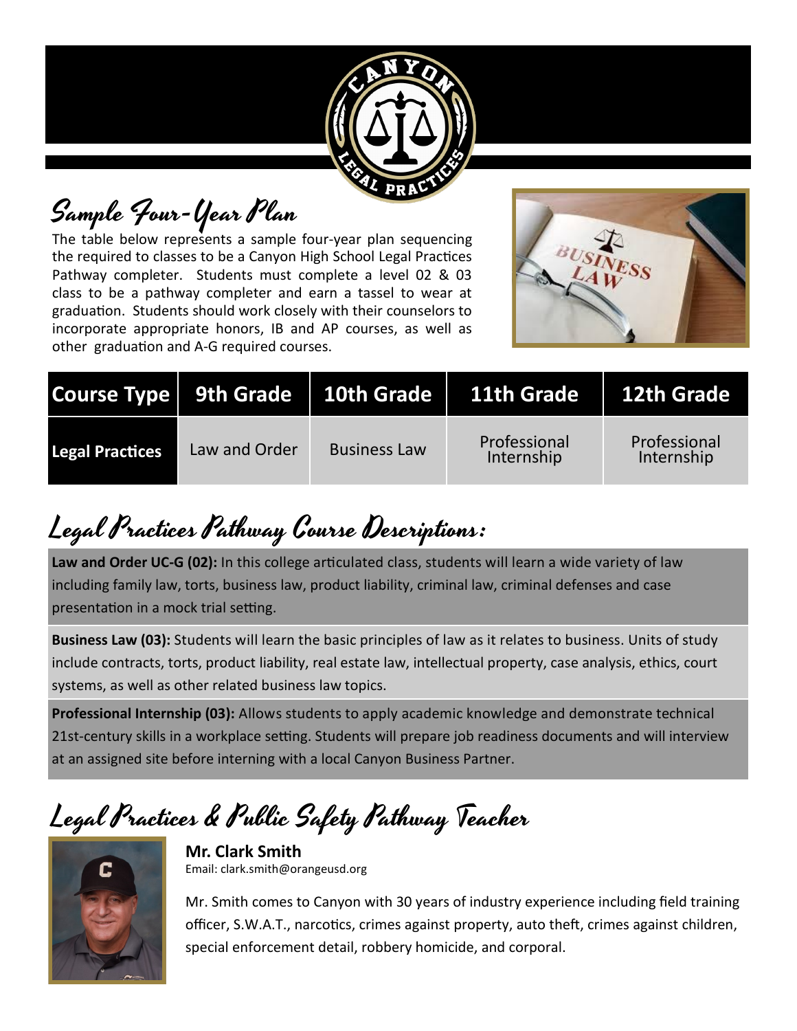## Sample Four-Year Plan

The table below represents a sample four-year plan sequencing the required to classes to be a Canyon High School Legal Practices Pathway completer. Students must complete a level 02 & 03 class to be a pathway completer and earn a tassel to wear at graduation. Students should work closely with their counselors to incorporate appropriate honors, IB and AP courses, as well as other graduation and A-G required courses.

| Course Type | 9th Grade | 10th Grade | 11th Grade | 12th Grade |
|---|---|---|---|---|
| **Legal Practices** | Law and Order | Business Law | Professional Internship | Professional Internship |

## Legal Practices Pathway Course Descriptions:

**Law and Order UC-G (02):** In this college articulated class, students will learn a wide variety of law including family law, torts, business law, product liability, criminal law, criminal defenses and case presentation in a mock trial setting.

**Business Law (03):** Students will learn the basic principles of law as it relates to business. Units of study include contracts, torts, product liability, real estate law, intellectual property, case analysis, ethics, court systems, as well as other related business law topics.

**Professional Internship (03):** Allows students to apply academic knowledge and demonstrate technical 21st-century skills in a workplace setting. Students will prepare job readiness documents and will interview at an assigned site before interning with a local Canyon Business Partner.

## Legal Practices & Public Safety Pathway Teacher

**Mr. Clark Smith**
Email: clark.smith@orangeusd.org

Mr. Smith comes to Canyon with 30 years of industry experience including field training officer, S.W.A.T., narcotics, crimes against property, auto theft, crimes against children, special enforcement detail, robbery homicide, and corporal.